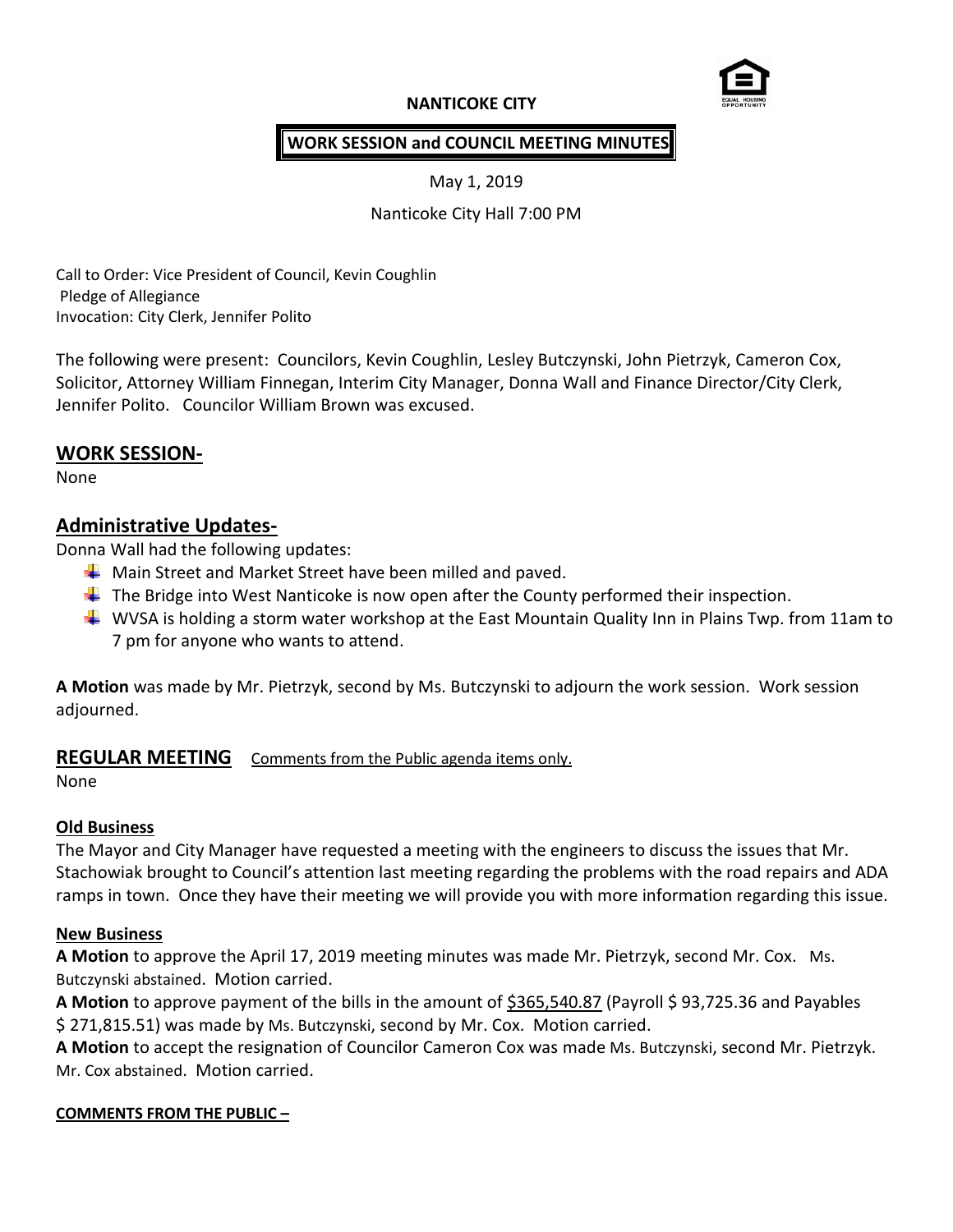**NANTICOKE CITY**

**WORK SESSION and COUNCIL MEETING MINUTES**

May 1, 2019

Nanticoke City Hall 7:00 PM

Call to Order: Vice President of Council, Kevin Coughlin
Pledge of Allegiance
Invocation: City Clerk, Jennifer Polito

The following were present: Councilors, Kevin Coughlin, Lesley Butczynski, John Pietrzyk, Cameron Cox, Solicitor, Attorney William Finnegan, Interim City Manager, Donna Wall and Finance Director/City Clerk, Jennifer Polito. Councilor William Brown was excused.

## WORK SESSION-

None

## Administrative Updates-

Donna Wall had the following updates:

- Main Street and Market Street have been milled and paved.
- The Bridge into West Nanticoke is now open after the County performed their inspection.
- WVSA is holding a storm water workshop at the East Mountain Quality Inn in Plains Twp. from 11am to 7 pm for anyone who wants to attend.

**A Motion** was made by Mr. Pietrzyk, second by Ms. Butczynski to adjourn the work session. Work session adjourned.

## REGULAR MEETING

Comments from the Public agenda items only.

None

### Old Business

The Mayor and City Manager have requested a meeting with the engineers to discuss the issues that Mr. Stachowiak brought to Council's attention last meeting regarding the problems with the road repairs and ADA ramps in town. Once they have their meeting we will provide you with more information regarding this issue.

### New Business

**A Motion** to approve the April 17, 2019 meeting minutes was made Mr. Pietrzyk, second Mr. Cox. Ms. Butczynski abstained. Motion carried.

**A Motion** to approve payment of the bills in the amount of $365,540.87 (Payroll $ 93,725.36 and Payables $ 271,815.51) was made by Ms. Butczynski, second by Mr. Cox. Motion carried.

**A Motion** to accept the resignation of Councilor Cameron Cox was made Ms. Butczynski, second Mr. Pietrzyk. Mr. Cox abstained. Motion carried.

### COMMENTS FROM THE PUBLIC –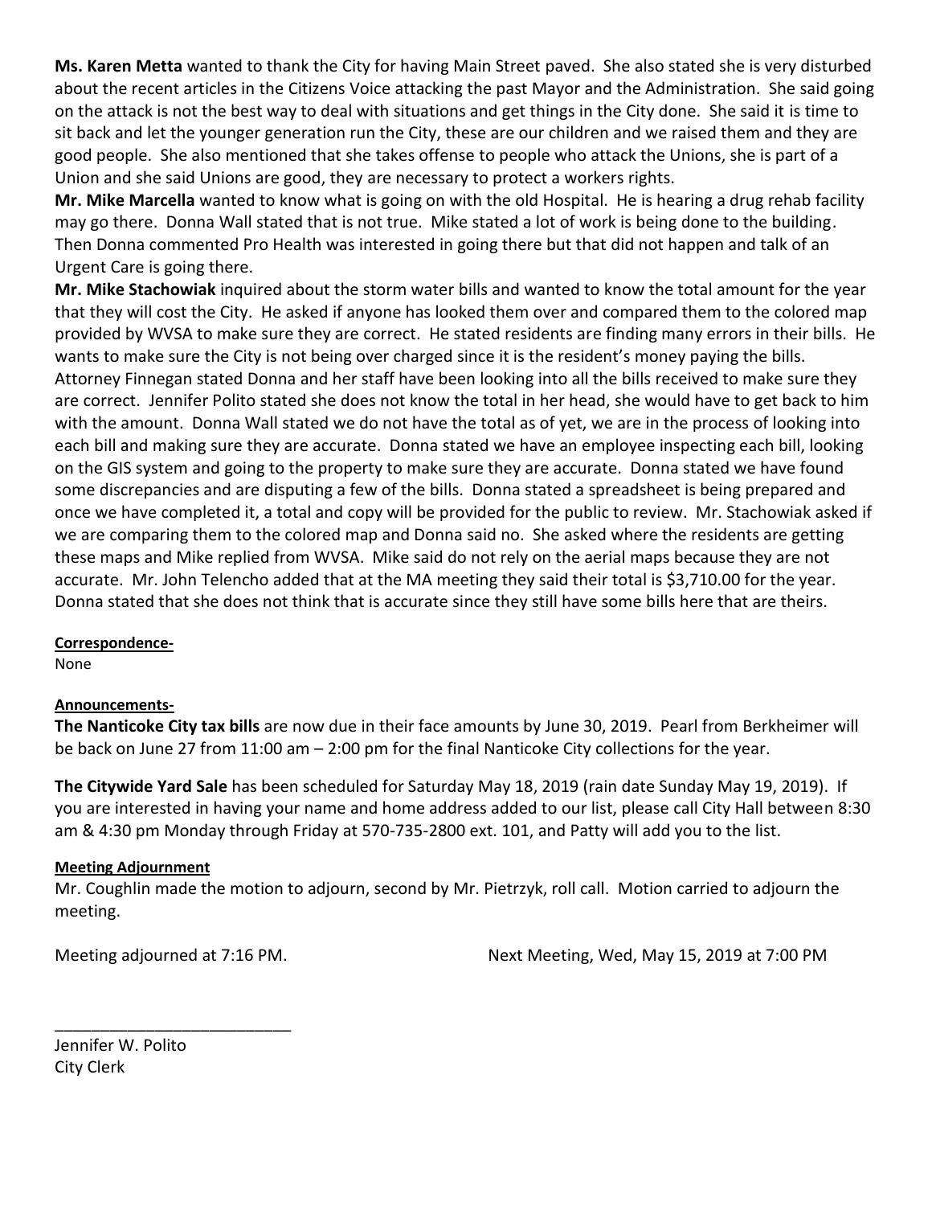**Ms. Karen Metta** wanted to thank the City for having Main Street paved. She also stated she is very disturbed about the recent articles in the Citizens Voice attacking the past Mayor and the Administration. She said going on the attack is not the best way to deal with situations and get things in the City done. She said it is time to sit back and let the younger generation run the City, these are our children and we raised them and they are good people. She also mentioned that she takes offense to people who attack the Unions, she is part of a Union and she said Unions are good, they are necessary to protect a workers rights.

**Mr. Mike Marcella** wanted to know what is going on with the old Hospital. He is hearing a drug rehab facility may go there. Donna Wall stated that is not true. Mike stated a lot of work is being done to the building. Then Donna commented Pro Health was interested in going there but that did not happen and talk of an Urgent Care is going there.

**Mr. Mike Stachowiak** inquired about the storm water bills and wanted to know the total amount for the year that they will cost the City. He asked if anyone has looked them over and compared them to the colored map provided by WVSA to make sure they are correct. He stated residents are finding many errors in their bills. He wants to make sure the City is not being over charged since it is the resident's money paying the bills. Attorney Finnegan stated Donna and her staff have been looking into all the bills received to make sure they are correct. Jennifer Polito stated she does not know the total in her head, she would have to get back to him with the amount. Donna Wall stated we do not have the total as of yet, we are in the process of looking into each bill and making sure they are accurate. Donna stated we have an employee inspecting each bill, looking on the GIS system and going to the property to make sure they are accurate. Donna stated we have found some discrepancies and are disputing a few of the bills. Donna stated a spreadsheet is being prepared and once we have completed it, a total and copy will be provided for the public to review. Mr. Stachowiak asked if we are comparing them to the colored map and Donna said no. She asked where the residents are getting these maps and Mike replied from WVSA. Mike said do not rely on the aerial maps because they are not accurate. Mr. John Telencho added that at the MA meeting they said their total is $3,710.00 for the year. Donna stated that she does not think that is accurate since they still have some bills here that are theirs.

**Correspondence-**

None

**Announcements-**

**The Nanticoke City tax bills** are now due in their face amounts by June 30, 2019. Pearl from Berkheimer will be back on June 27 from 11:00 am – 2:00 pm for the final Nanticoke City collections for the year.

**The Citywide Yard Sale** has been scheduled for Saturday May 18, 2019 (rain date Sunday May 19, 2019). If you are interested in having your name and home address added to our list, please call City Hall between 8:30 am & 4:30 pm Monday through Friday at 570-735-2800 ext. 101, and Patty will add you to the list.

**Meeting Adjournment**

Mr. Coughlin made the motion to adjourn, second by Mr. Pietrzyk, roll call. Motion carried to adjourn the meeting.

Meeting adjourned at 7:16 PM. Next Meeting, Wed, May 15, 2019 at 7:00 PM

\_\_\_\_\_\_\_\_\_\_\_\_\_\_\_\_\_\_\_\_\_\_\_\_\_\_

Jennifer W. Polito
City Clerk